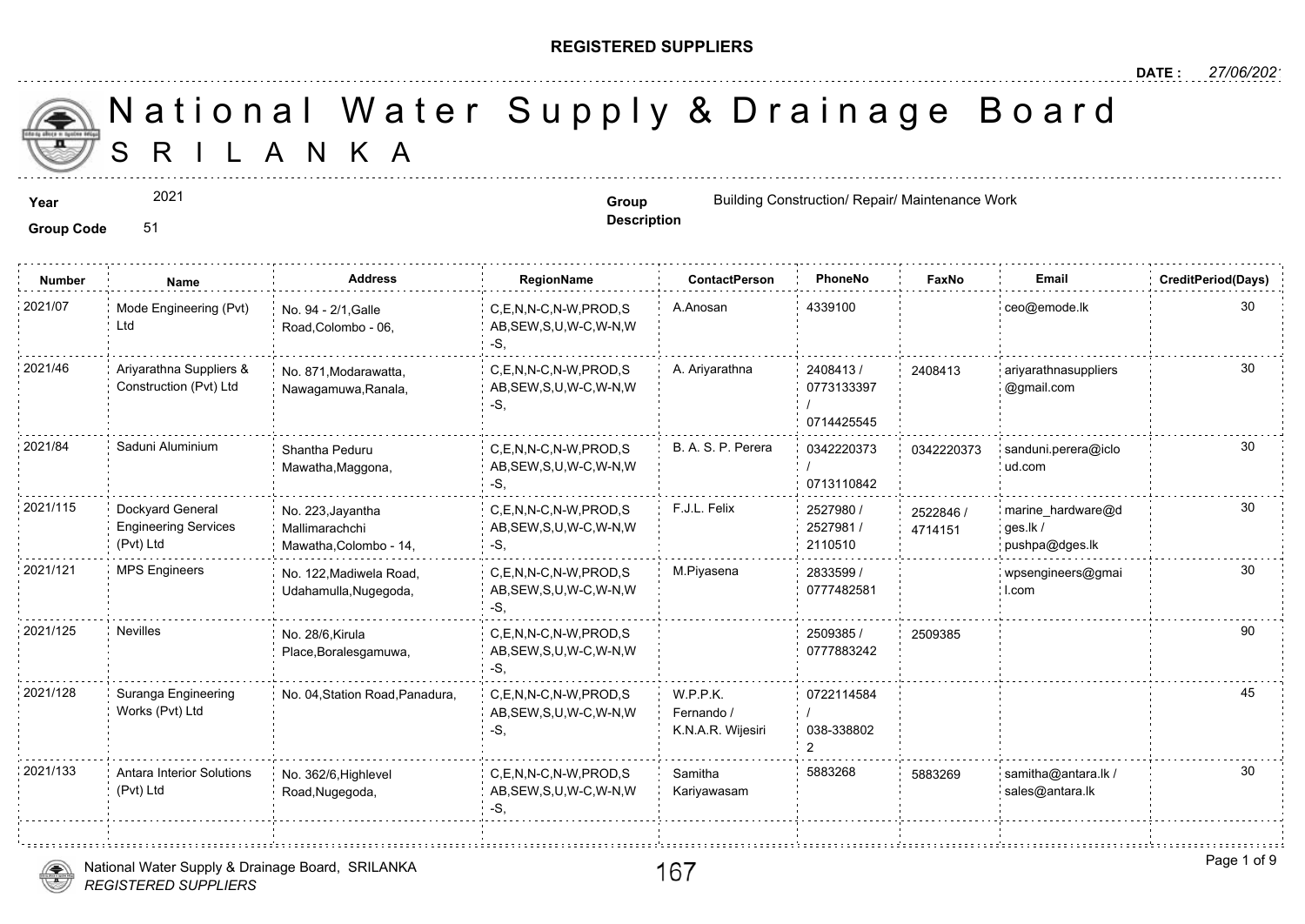**REGISTERED SUPPLIERS**

**DATE :** 27/06/2021

# National Water Supply & Drainage Board
## SRILANKA

**Year** 2021

**Group Code** 51

**Group Description** Building Construction/ Repair/ Maintenance Work

| Number | Name | Address | RegionName | ContactPerson | PhoneNo | FaxNo | Email | CreditPeriod(Days) |
|---|---|---|---|---|---|---|---|---|
| 2021/07 | Mode Engineering (Pvt) Ltd | No. 94 - 2/1,Galle Road,Colombo - 06, | C,E,N,N-C,N-W,PROD,SAB,SEW,S,U,W-C,W-N,W-S, | A.Anosan | 4339100 | | ceo@emode.lk | 30 |
| 2021/46 | Ariyarathna Suppliers & Construction (Pvt) Ltd | No. 871,Modarawatta, Nawagamuwa,Ranala, | C,E,N,N-C,N-W,PROD,SAB,SEW,S,U,W-C,W-N,W-S, | A. Ariyarathna | 2408413 / 0773133397 / 0714425545 | 2408413 | ariyarathnasuppliers@gmail.com | 30 |
| 2021/84 | Saduni Aluminium | Shantha Peduru Mawatha,Maggona, | C,E,N,N-C,N-W,PROD,SAB,SEW,S,U,W-C,W-N,W-S, | B. A. S. P. Perera | 0342220373 / 0713110842 | 0342220373 | sanduni.perera@icloud.com | 30 |
| 2021/115 | Dockyard General Engineering Services (Pvt) Ltd | No. 223,Jayantha Mallimarachchi Mawatha,Colombo - 14, | C,E,N,N-C,N-W,PROD,SAB,SEW,S,U,W-C,W-N,W-S, | F.J.L. Felix | 2527980 / 2527981 / 2110510 | 2522846 / 4714151 | marine_hardware@dges.lk / pushpa@dges.lk | 30 |
| 2021/121 | MPS Engineers | No. 122,Madiwela Road, Udahamulla,Nugegoda, | C,E,N,N-C,N-W,PROD,SAB,SEW,S,U,W-C,W-N,W-S, | M.Piyasena | 2833599 / 0777482581 | | wpsengineers@gmail.com | 30 |
| 2021/125 | Nevilles | No. 28/6,Kirula Place,Boralesgamuwa, | C,E,N,N-C,N-W,PROD,SAB,SEW,S,U,W-C,W-N,W-S, | | 2509385 / 0777883242 | 2509385 | | 90 |
| 2021/128 | Suranga Engineering Works (Pvt) Ltd | No. 04,Station Road,Panadura, | C,E,N,N-C,N-W,PROD,SAB,SEW,S,U,W-C,W-N,W-S, | W.P.P.K. Fernando / K.N.A.R. Wijesiri | 0722114584 / 038-3388022 | | | 45 |
| 2021/133 | Antara Interior Solutions (Pvt) Ltd | No. 362/6,Highlevel Road,Nugegoda, | C,E,N,N-C,N-W,PROD,SAB,SEW,S,U,W-C,W-N,W-S, | Samitha Kariyawasam | 5883268 | 5883269 | samitha@antara.lk / sales@antara.lk | 30 |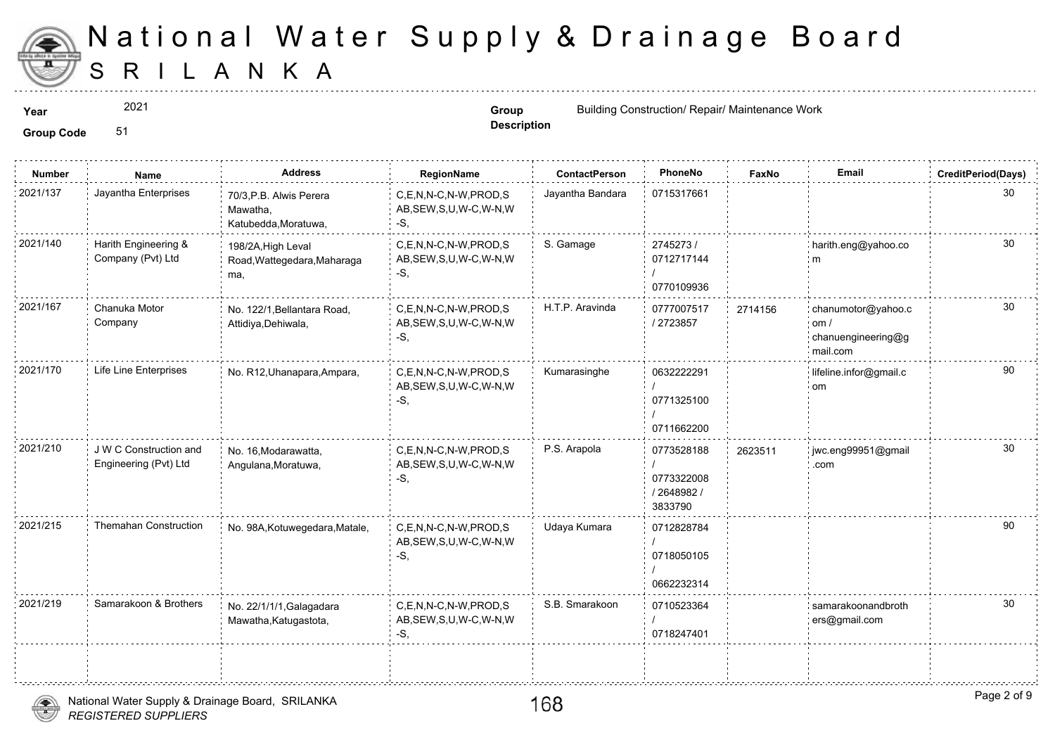# National Water Supply & Drainage Board
# SRILANKA

**Year** 2021

**Group Code** 51

**Group Description** Building Construction/ Repair/ Maintenance Work

| Number | Name | Address | RegionName | ContactPerson | PhoneNo | FaxNo | Email | CreditPeriod(Days) |
|---|---|---|---|---|---|---|---|---|
| 2021/137 | Jayantha Enterprises | 70/3,P.B. Alwis Perera Mawatha, Katubedda,Moratuwa, | C,E,N,N-C,N-W,PROD,SAB,SEW,S,U,W-C,W-N,W-S, | Jayantha Bandara | 0715317661 | | | 30 |
| 2021/140 | Harith Engineering & Company (Pvt) Ltd | 198/2A,High Leval Road,Wattegedara,Maharagama, | C,E,N,N-C,N-W,PROD,SAB,SEW,S,U,W-C,W-N,W-S, | S. Gamage | 2745273 / 0712717144 / 0770109936 | | harith.eng@yahoo.com | 30 |
| 2021/167 | Chanuka Motor Company | No. 122/1,Bellantara Road, Attidiya,Dehiwala, | C,E,N,N-C,N-W,PROD,SAB,SEW,S,U,W-C,W-N,W-S, | H.T.P. Aravinda | 0777007517 / 2723857 | 2714156 | chanumotor@yahoo.com / chanuengineering@gmail.com | 30 |
| 2021/170 | Life Line Enterprises | No. R12,Uhanapara,Ampara, | C,E,N,N-C,N-W,PROD,SAB,SEW,S,U,W-C,W-N,W-S, | Kumarasinghe | 0632222291 / 0771325100 / 0711662200 | | lifeline.infor@gmail.com | 90 |
| 2021/210 | J W C Construction and Engineering (Pvt) Ltd | No. 16,Modarawatta, Angulana,Moratuwa, | C,E,N,N-C,N-W,PROD,SAB,SEW,S,U,W-C,W-N,W-S, | P.S. Arapola | 0773528188 / 0773322008 / 2648982 / 3833790 | 2623511 | jwc.eng99951@gmail.com | 30 |
| 2021/215 | Themahan Construction | No. 98A,Kotuwegedara,Matale, | C,E,N,N-C,N-W,PROD,SAB,SEW,S,U,W-C,W-N,W-S, | Udaya Kumara | 0712828784 / 0718050105 / 0662232314 | | | 90 |
| 2021/219 | Samarakoon & Brothers | No. 22/1/1/1,Galagadara Mawatha,Katugastota, | C,E,N,N-C,N-W,PROD,SAB,SEW,S,U,W-C,W-N,W-S, | S.B. Smarakoon | 0710523364 / 0718247401 | | samarakoonandbrothers@gmail.com | 30 |

National Water Supply & Drainage Board, SRILANKA
*REGISTERED SUPPLIERS*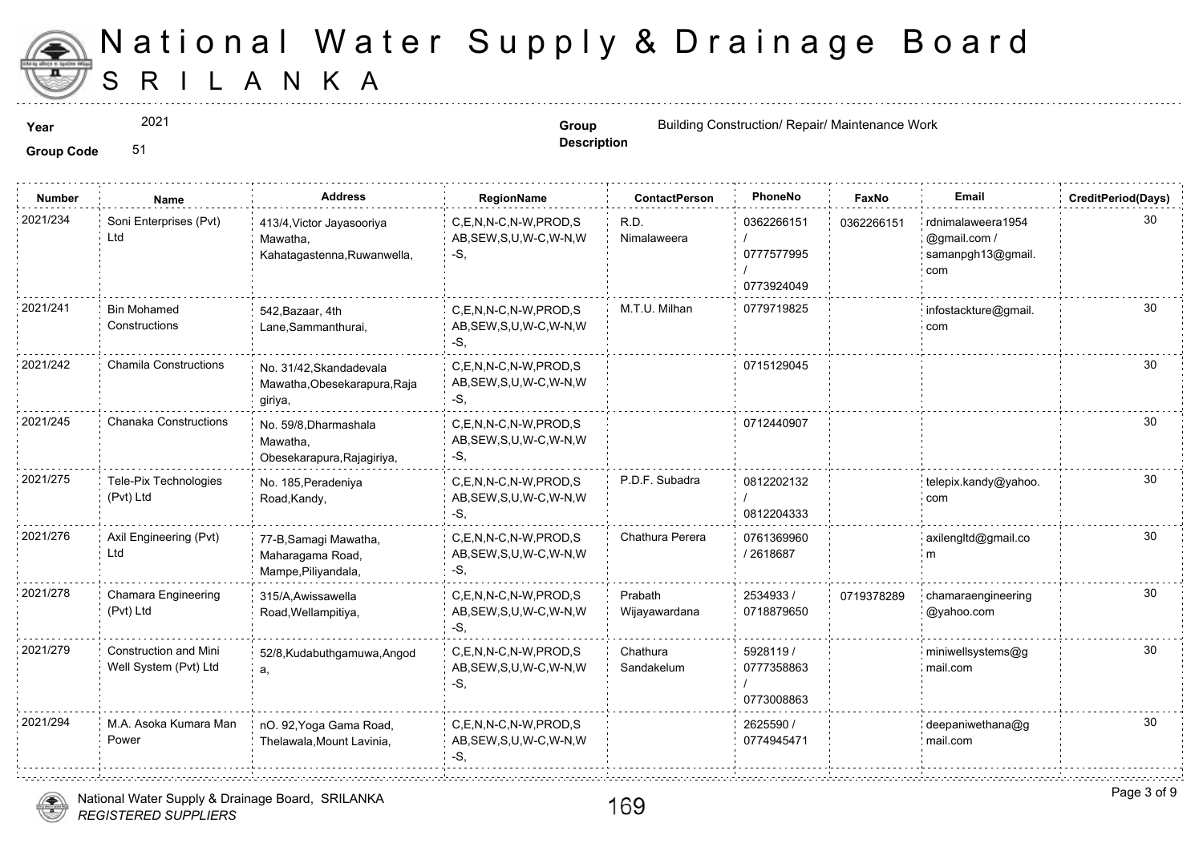# National Water Supply & Drainage Board
# SRILANKA

**Year** 2021

**Group Code** 51

**Group Description** Building Construction/ Repair/ Maintenance Work

| Number | Name | Address | RegionName | ContactPerson | PhoneNo | FaxNo | Email | CreditPeriod(Days) |
|---|---|---|---|---|---|---|---|---|
| 2021/234 | Soni Enterprises (Pvt) Ltd | 413/4,Victor Jayasooriya Mawatha, Kahatagastenna,Ruwanwella, | C,E,N,N-C,N-W,PROD,SAB,SEW,S,U,W-C,W-N,W-S, | R.D. Nimalaweera | 0362266151 / 0777577995 / 0773924049 | 0362266151 | rdnimalaweera1954@gmail.com / samanpgh13@gmail.com | 30 |
| 2021/241 | Bin Mohamed Constructions | 542,Bazaar, 4th Lane,Sammanthurai, | C,E,N,N-C,N-W,PROD,SAB,SEW,S,U,W-C,W-N,W-S, | M.T.U. Milhan | 0779719825 | | infostackture@gmail.com | 30 |
| 2021/242 | Chamila Constructions | No. 31/42,Skandadevala Mawatha,Obesekarapura,Rajagiriya, | C,E,N,N-C,N-W,PROD,SAB,SEW,S,U,W-C,W-N,W-S, | | 0715129045 | | | 30 |
| 2021/245 | Chanaka Constructions | No. 59/8,Dharmashala Mawatha, Obesekarapura,Rajagiriya, | C,E,N,N-C,N-W,PROD,SAB,SEW,S,U,W-C,W-N,W-S, | | 0712440907 | | | 30 |
| 2021/275 | Tele-Pix Technologies (Pvt) Ltd | No. 185,Peradeniya Road,Kandy, | C,E,N,N-C,N-W,PROD,SAB,SEW,S,U,W-C,W-N,W-S, | P.D.F. Subadra | 0812202132 / 0812204333 | | telepix.kandy@yahoo.com | 30 |
| 2021/276 | Axil Engineering (Pvt) Ltd | 77-B,Samagi Mawatha, Maharagama Road, Mampe,Piliyandala, | C,E,N,N-C,N-W,PROD,SAB,SEW,S,U,W-C,W-N,W-S, | Chathura Perera | 0761369960 / 2618687 | | axilengltd@gmail.com | 30 |
| 2021/278 | Chamara Engineering (Pvt) Ltd | 315/A,Awissawella Road,Wellampitiya, | C,E,N,N-C,N-W,PROD,SAB,SEW,S,U,W-C,W-N,W-S, | Prabath Wijayawardana | 2534933 / 0718879650 | 0719378289 | chamaraengineering@yahoo.com | 30 |
| 2021/279 | Construction and Mini Well System (Pvt) Ltd | 52/8,Kudabuthgamuwa,Angoda, | C,E,N,N-C,N-W,PROD,SAB,SEW,S,U,W-C,W-N,W-S, | Chathura Sandakelum | 5928119 / 0777358863 / 0773008863 | | miniwellsystems@gmail.com | 30 |
| 2021/294 | M.A. Asoka Kumara Man Power | nO. 92,Yoga Gama Road, Thelawala,Mount Lavinia, | C,E,N,N-C,N-W,PROD,SAB,SEW,S,U,W-C,W-N,W-S, | | 2625590 / 0774945471 | | deepaniwethana@gmail.com | 30 |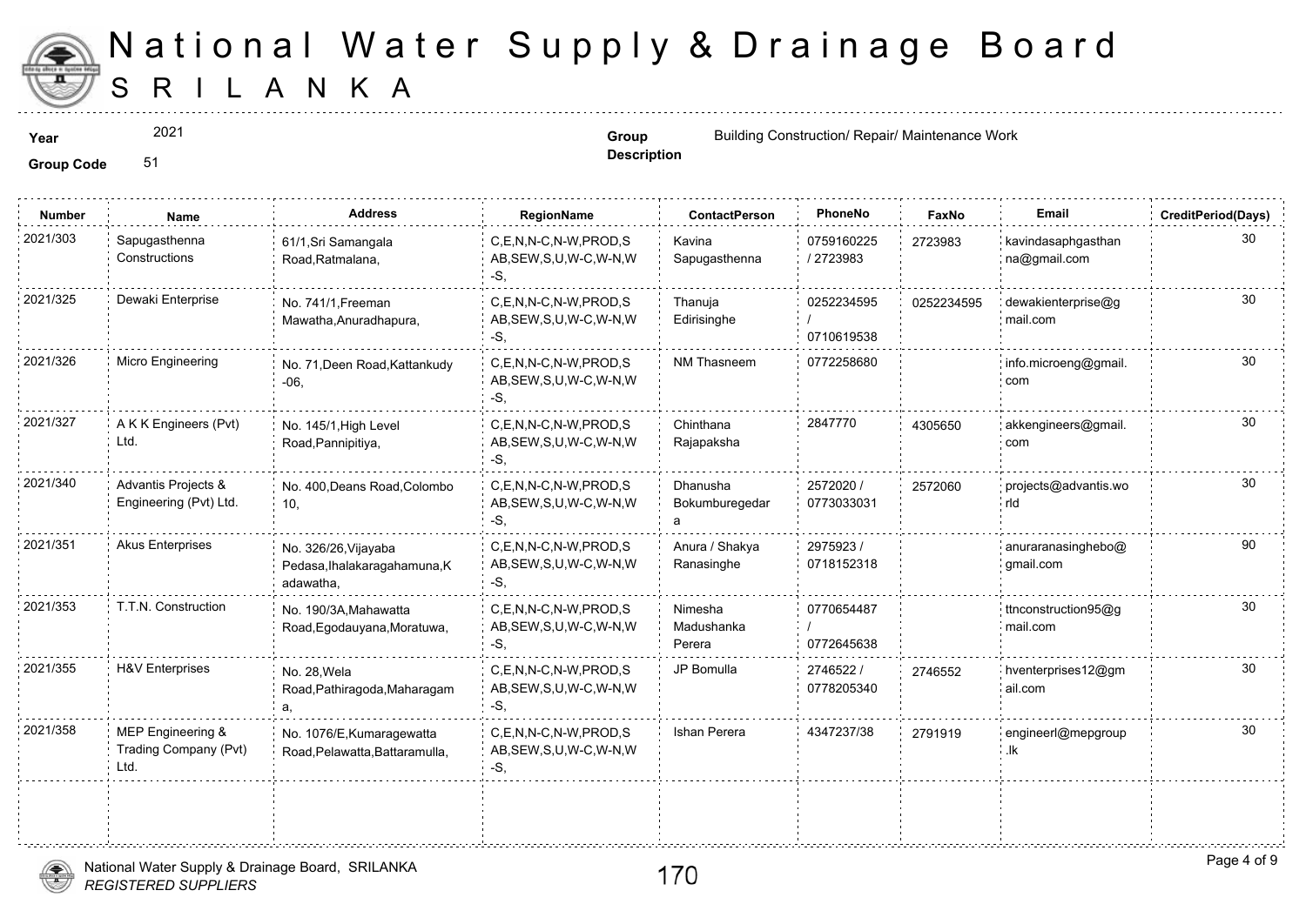# National Water Supply & Drainage Board
# SRILANKA

**Year** 2021

**Group Code** 51

**Group Description** Building Construction/ Repair/ Maintenance Work

| Number | Name | Address | RegionName | ContactPerson | PhoneNo | FaxNo | Email | CreditPeriod(Days) |
|---|---|---|---|---|---|---|---|---|
| 2021/303 | Sapugasthenna Constructions | 61/1,Sri Samangala Road,Ratmalana, | C,E,N,N-C,N-W,PROD,SAB,SEW,S,U,W-C,W-N,W-S, | Kavina Sapugasthenna | 0759160225 / 2723983 | 2723983 | kavindasaphgasthanna@gmail.com | 30 |
| 2021/325 | Dewaki Enterprise | No. 741/1,Freeman Mawatha,Anuradhapura, | C,E,N,N-C,N-W,PROD,SAB,SEW,S,U,W-C,W-N,W-S, | Thanuja Edirisinghe | 0252234595 / 0710619538 | 0252234595 | dewakienterprise@gmail.com | 30 |
| 2021/326 | Micro Engineering | No. 71,Deen Road,Kattankudy -06, | C,E,N,N-C,N-W,PROD,SAB,SEW,S,U,W-C,W-N,W-S, | NM Thasneem | 0772258680 | | info.microeng@gmail.com | 30 |
| 2021/327 | A K K Engineers (Pvt) Ltd. | No. 145/1,High Level Road,Pannipitiya, | C,E,N,N-C,N-W,PROD,SAB,SEW,S,U,W-C,W-N,W-S, | Chinthana Rajapaksha | 2847770 | 4305650 | akkengineers@gmail.com | 30 |
| 2021/340 | Advantis Projects & Engineering (Pvt) Ltd. | No. 400,Deans Road,Colombo 10, | C,E,N,N-C,N-W,PROD,SAB,SEW,S,U,W-C,W-N,W-S, | Dhanusha Bokumburegedara | 2572020 / 0773033031 | 2572060 | projects@advantis.world | 30 |
| 2021/351 | Akus Enterprises | No. 326/26,Vijayaba Pedasa,Ihalakaragahamuna,Kadawatha, | C,E,N,N-C,N-W,PROD,SAB,SEW,S,U,W-C,W-N,W-S, | Anura / Shakya Ranasinghe | 2975923 / 0718152318 | | anuraranasinghebo@gmail.com | 90 |
| 2021/353 | T.T.N. Construction | No. 190/3A,Mahawatta Road,Egodauyana,Moratuwa, | C,E,N,N-C,N-W,PROD,SAB,SEW,S,U,W-C,W-N,W-S, | Nimesha Madushanka Perera | 0770654487 / 0772645638 | | ttnconstruction95@gmail.com | 30 |
| 2021/355 | H&V Enterprises | No. 28,Wela Road,Pathiragoda,Maharagama, | C,E,N,N-C,N-W,PROD,SAB,SEW,S,U,W-C,W-N,W-S, | JP Bomulla | 2746522 / 0778205340 | 2746552 | hventerprises12@gmail.com | 30 |
| 2021/358 | MEP Engineering & Trading Company (Pvt) Ltd. | No. 1076/E,Kumaragewatta Road,Pelawatta,Battaramulla, | C,E,N,N-C,N-W,PROD,SAB,SEW,S,U,W-C,W-N,W-S, | Ishan Perera | 4347237/38 | 2791919 | engineerl@mepgroup.lk | 30 |

170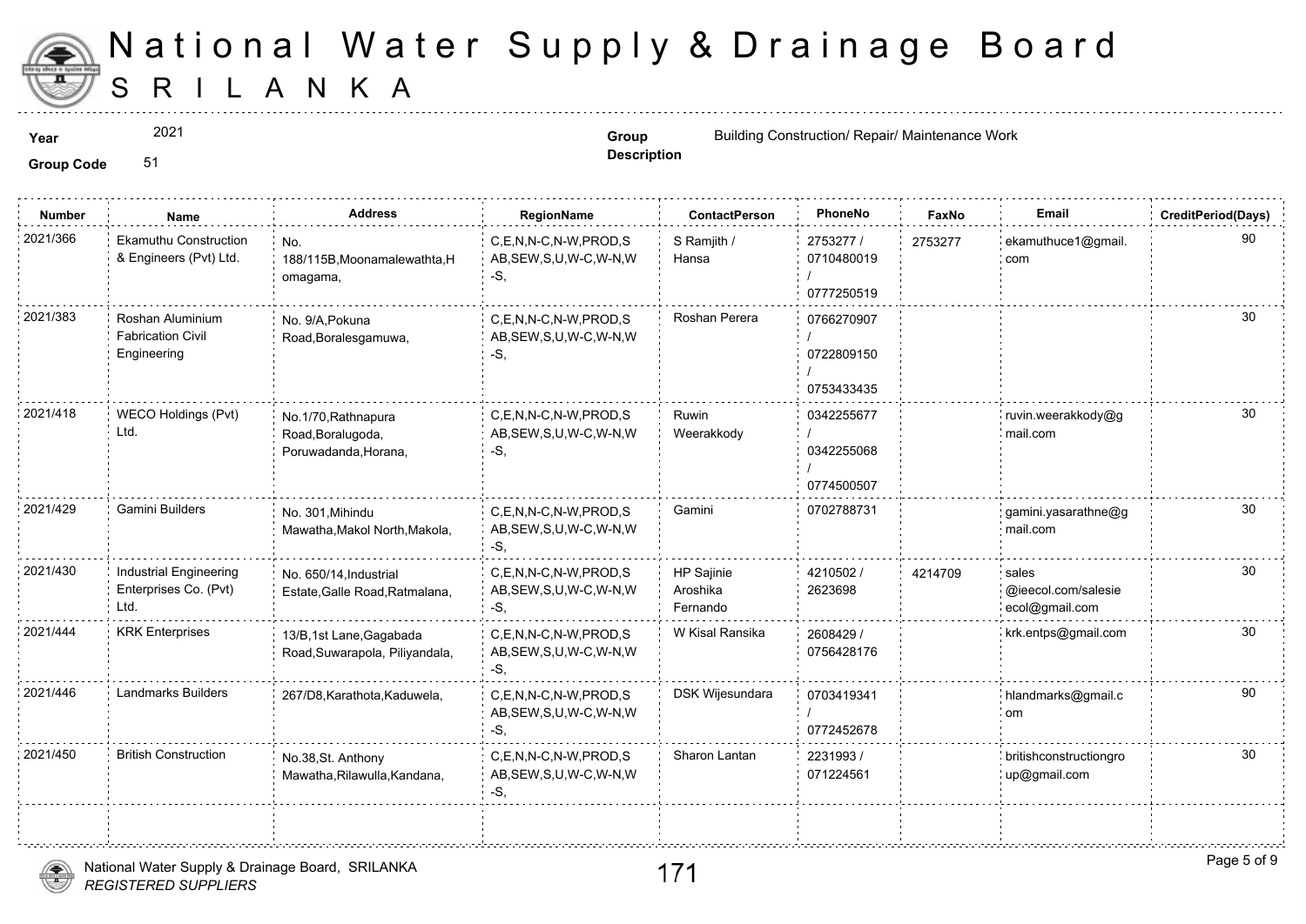# National Water Supply & Drainage Board
# SRILANKA

**Year** 2021

**Group Code** 51

**Group Description** Building Construction/ Repair/ Maintenance Work

| Number | Name | Address | RegionName | ContactPerson | PhoneNo | FaxNo | Email | CreditPeriod(Days) |
|---|---|---|---|---|---|---|---|---|
| 2021/366 | Ekamuthu Construction & Engineers (Pvt) Ltd. | No. 188/115B,Moonamalewathta,Homagama, | C,E,N,N-C,N-W,PROD,SAB,SEW,S,U,W-C,W-N,W-S, | S Ramjith / Hansa | 2753277 / 0710480019 / 0777250519 | 2753277 | ekamuthuce1@gmail.com | 90 |
| 2021/383 | Roshan Aluminium Fabrication Civil Engineering | No. 9/A,Pokuna Road,Boralesgamuwa, | C,E,N,N-C,N-W,PROD,SAB,SEW,S,U,W-C,W-N,W-S, | Roshan Perera | 0766270907 / 0722809150 / 0753433435 | | | 30 |
| 2021/418 | WECO Holdings (Pvt) Ltd. | No.1/70,Rathnapura Road,Boralugoda, Poruwadanda,Horana, | C,E,N,N-C,N-W,PROD,SAB,SEW,S,U,W-C,W-N,W-S, | Ruwin Weerakkody | 0342255677 / 0342255068 / 0774500507 | | ruvin.weerakkody@gmail.com | 30 |
| 2021/429 | Gamini Builders | No. 301,Mihindu Mawatha,Makol North,Makola, | C,E,N,N-C,N-W,PROD,SAB,SEW,S,U,W-C,W-N,W-S, | Gamini | 0702788731 | | gamini.yasarathne@gmail.com | 30 |
| 2021/430 | Industrial Engineering Enterprises Co. (Pvt) Ltd. | No. 650/14,Industrial Estate,Galle Road,Ratmalana, | C,E,N,N-C,N-W,PROD,SAB,SEW,S,U,W-C,W-N,W-S, | HP Sajinie Aroshika Fernando | 4210502 / 2623698 | 4214709 | sales @ieecol.com/salesieecol@gmail.com | 30 |
| 2021/444 | KRK Enterprises | 13/B,1st Lane,Gagabada Road,Suwarapola, Piliyandala, | C,E,N,N-C,N-W,PROD,SAB,SEW,S,U,W-C,W-N,W-S, | W Kisal Ransika | 2608429 / 0756428176 | | krk.entps@gmail.com | 30 |
| 2021/446 | Landmarks Builders | 267/D8,Karathota,Kaduwela, | C,E,N,N-C,N-W,PROD,SAB,SEW,S,U,W-C,W-N,W-S, | DSK Wijesundara | 0703419341 / 0772452678 | | hlandmarks@gmail.com | 90 |
| 2021/450 | British Construction | No.38,St. Anthony Mawatha,Rilawulla,Kandana, | C,E,N,N-C,N-W,PROD,SAB,SEW,S,U,W-C,W-N,W-S, | Sharon Lantan | 2231993 / 071224561 | | britishconstructiongroup@gmail.com | 30 |

National Water Supply & Drainage Board, SRILANKA
*REGISTERED SUPPLIERS*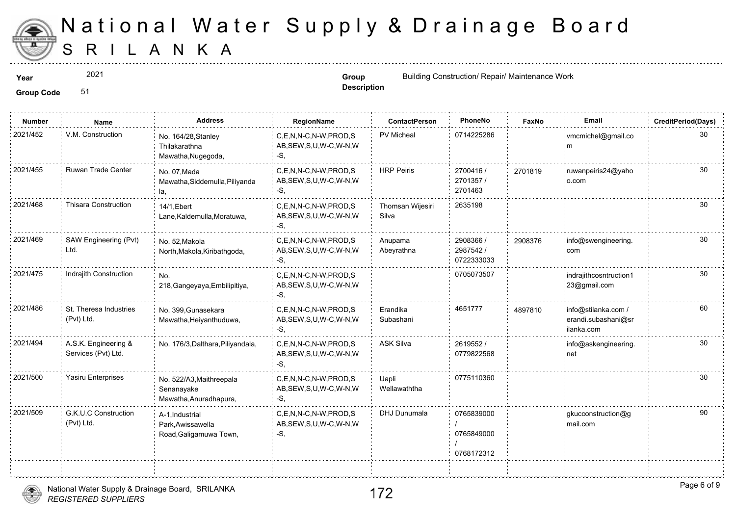# National Water Supply & Drainage Board
## SRILANKA

**Year** 2021

**Group Code** 51

**Group Description** Building Construction/ Repair/ Maintenance Work

| Number | Name | Address | RegionName | ContactPerson | PhoneNo | FaxNo | Email | CreditPeriod(Days) |
|---|---|---|---|---|---|---|---|---|
| 2021/452 | V.M. Construction | No. 164/28,Stanley Thilakarathna Mawatha,Nugegoda, | C,E,N,N-C,N-W,PROD,SAB,SEW,S,U,W-C,W-N,W-S, | PV Micheal | 0714225286 | | vmcmichel@gmail.com | 30 |
| 2021/455 | Ruwan Trade Center | No. 07,Mada Mawatha,Siddemulla,Piliyandala, | C,E,N,N-C,N-W,PROD,SAB,SEW,S,U,W-C,W-N,W-S, | HRP Peiris | 2700416 / 2701357 / 2701463 | 2701819 | ruwanpeiris24@yahoo.com | 30 |
| 2021/468 | Thisara Construction | 14/1,Ebert Lane,Kaldemulla,Moratuwa, | C,E,N,N-C,N-W,PROD,SAB,SEW,S,U,W-C,W-N,W-S, | Thomsan Wijesiri Silva | 2635198 | | | 30 |
| 2021/469 | SAW Engineering (Pvt) Ltd. | No. 52,Makola North,Makola,Kiribathgoda, | C,E,N,N-C,N-W,PROD,SAB,SEW,S,U,W-C,W-N,W-S, | Anupama Abeyrathna | 2908366 / 2987542 / 0722333033 | 2908376 | info@swengineering.com | 30 |
| 2021/475 | Indrajith Construction | No. 218,Gangeyaya,Embilipitiya, | C,E,N,N-C,N-W,PROD,SAB,SEW,S,U,W-C,W-N,W-S, | | 0705073507 | | indrajithcosntruction123@gmail.com | 30 |
| 2021/486 | St. Theresa Industries (Pvt) Ltd. | No. 399,Gunasekara Mawatha,Heiyanthuduwa, | C,E,N,N-C,N-W,PROD,SAB,SEW,S,U,W-C,W-N,W-S, | Erandika Subashani | 4651777 | 4897810 | info@stilanka.com / erandi.subashani@srilanka.com | 60 |
| 2021/494 | A.S.K. Engineering & Services (Pvt) Ltd. | No. 176/3,Dalthara,Piliyandala, | C,E,N,N-C,N-W,PROD,SAB,SEW,S,U,W-C,W-N,W-S, | ASK Silva | 2619552 / 0779822568 | | info@askengineering.net | 30 |
| 2021/500 | Yasiru Enterprises | No. 522/A3,Maithreepala Senanayake Mawatha,Anuradhapura, | C,E,N,N-C,N-W,PROD,SAB,SEW,S,U,W-C,W-N,W-S, | Uapli Wellawaththa | 0775110360 | | | 30 |
| 2021/509 | G.K.U.C Construction (Pvt) Ltd. | A-1,Industrial Park,Awissawella Road,Galigamuwa Town, | C,E,N,N-C,N-W,PROD,SAB,SEW,S,U,W-C,W-N,W-S, | DHJ Dunumala | 0765839000 / 0765849000 / 0768172312 | | gkucconstruction@gmail.com | 90 |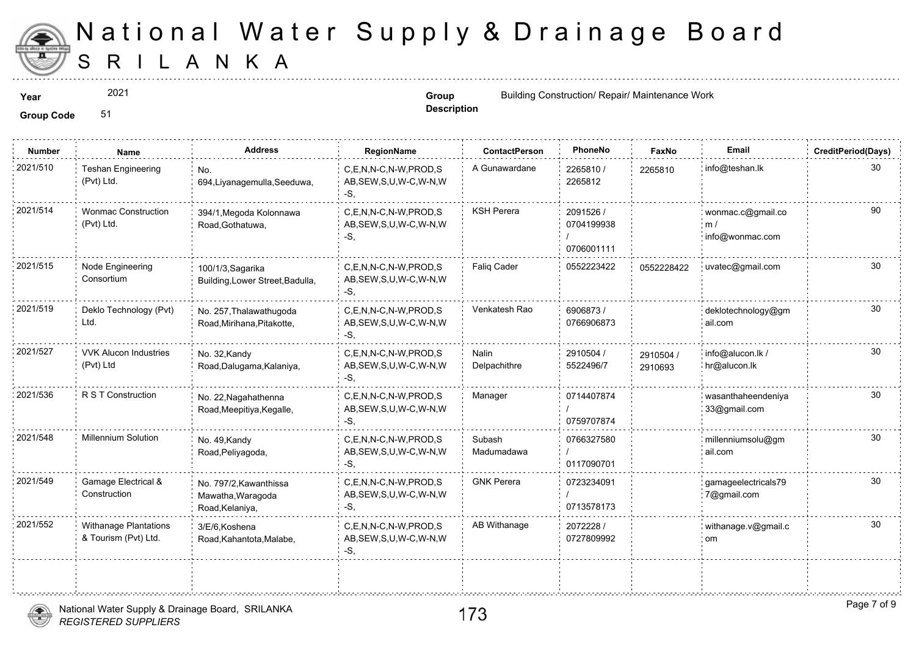# National Water Supply & Drainage Board
## SRI LANKA

**Year** 2021

**Group Code** 51

**Group Description** Building Construction/ Repair/ Maintenance Work

| Number | Name | Address | RegionName | ContactPerson | PhoneNo | FaxNo | Email | CreditPeriod(Days) |
|---|---|---|---|---|---|---|---|---|
| 2021/510 | Teshan Engineering (Pvt) Ltd. | No. 694,Liyanagemulla,Seeduwa, | C,E,N,N-C,N-W,PROD,SAB,SEW,S,U,W-C,W-N,W-S, | A Gunawardane | 2265810 / 2265812 | 2265810 | info@teshan.lk | 30 |
| 2021/514 | Wonmac Construction (Pvt) Ltd. | 394/1,Megoda Kolonnawa Road,Gothatuwa, | C,E,N,N-C,N-W,PROD,SAB,SEW,S,U,W-C,W-N,W-S, | KSH Perera | 2091526 / 0704199938 / 0706001111 | | wonmac.c@gmail.com / info@wonmac.com | 90 |
| 2021/515 | Node Engineering Consortium | 100/1/3,Sagarika Building,Lower Street,Badulla, | C,E,N,N-C,N-W,PROD,SAB,SEW,S,U,W-C,W-N,W-S, | Faliq Cader | 0552223422 | 0552228422 | uvatec@gmail.com | 30 |
| 2021/519 | Deklo Technology (Pvt) Ltd. | No. 257,Thalawathugoda Road,Mirihana,Pitakotte, | C,E,N,N-C,N-W,PROD,SAB,SEW,S,U,W-C,W-N,W-S, | Venkatesh Rao | 6906873 / 0766906873 | | deklotechnology@gmail.com | 30 |
| 2021/527 | VVK Alucon Industries (Pvt) Ltd | No. 32,Kandy Road,Dalugama,Kalaniya, | C,E,N,N-C,N-W,PROD,SAB,SEW,S,U,W-C,W-N,W-S, | Nalin Delpachithre | 2910504 / 5522496/7 | 2910504 / 2910693 | info@alucon.lk / hr@alucon.lk | 30 |
| 2021/536 | R S T Construction | No. 22,Nagahathenna Road,Meepitiya,Kegalle, | C,E,N,N-C,N-W,PROD,SAB,SEW,S,U,W-C,W-N,W-S, | Manager | 0714407874 / 0759707874 | | wasanthaheendeniya33@gmail.com | 30 |
| 2021/548 | Millennium Solution | No. 49,Kandy Road,Peliyagoda, | C,E,N,N-C,N-W,PROD,SAB,SEW,S,U,W-C,W-N,W-S, | Subash Madumadawa | 0766327580 / 0117090701 | | millenniumsolu@gmail.com | 30 |
| 2021/549 | Gamage Electrical & Construction | No. 797/2,Kawanthissa Mawatha,Waragoda Road,Kelaniya, | C,E,N,N-C,N-W,PROD,SAB,SEW,S,U,W-C,W-N,W-S, | GNK Perera | 0723234091 / 0713578173 | | gamageelectricals797@gmail.com | 30 |
| 2021/552 | Withanage Plantations & Tourism (Pvt) Ltd. | 3/E/6,Koshena Road,Kahantota,Malabe, | C,E,N,N-C,N-W,PROD,SAB,SEW,S,U,W-C,W-N,W-S, | AB Withanage | 2072228 / 0727809992 | | withanage.v@gmail.com | 30 |

National Water Supply & Drainage Board, SRILANKA
*REGISTERED SUPPLIERS*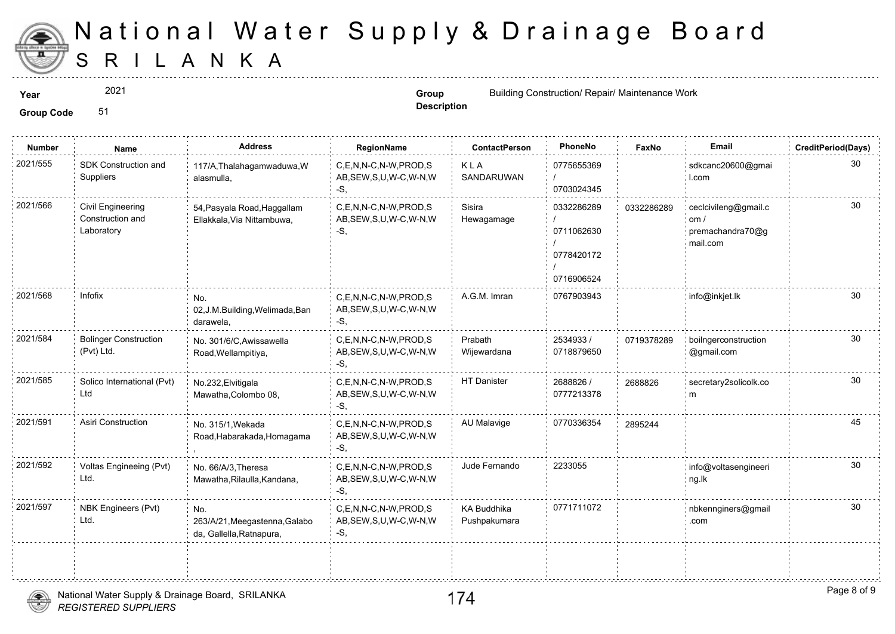# National Water Supply & Drainage Board
# SRI LANKA

**Year** 2021

**Group Code** 51

**Group Description** Building Construction/ Repair/ Maintenance Work

| Number | Name | Address | RegionName | ContactPerson | PhoneNo | FaxNo | Email | CreditPeriod(Days) |
|---|---|---|---|---|---|---|---|---|
| 2021/555 | SDK Construction and Suppliers | 117/A,Thalahagamwaduwa,Walasmulla, | C,E,N,N-C,N-W,PROD,SAB,SEW,S,U,W-C,W-N,W-S, | K L A SANDARUWAN | 0775655369 / 0703024345 | | sdkcanc20600@gmail.com | 30 |
| 2021/566 | Civil Engineering Construction and Laboratory | 54,Pasyala Road,Haggallam Ellakkala,Via Nittambuwa, | C,E,N,N-C,N-W,PROD,SAB,SEW,S,U,W-C,W-N,W-S, | Sisira Hewagamage | 0332286289 / 0711062630 / 0778420172 / 0716906524 | 0332286289 | ceclcivileng@gmail.com / premachandra70@gmail.com | 30 |
| 2021/568 | Infofix | No. 02,J.M.Building,Welimada,Bandarawela, | C,E,N,N-C,N-W,PROD,SAB,SEW,S,U,W-C,W-N,W-S, | A.G.M. Imran | 0767903943 | | info@inkjet.lk | 30 |
| 2021/584 | Bolinger Construction (Pvt) Ltd. | No. 301/6/C,Awissawella Road,Wellampitiya, | C,E,N,N-C,N-W,PROD,SAB,SEW,S,U,W-C,W-N,W-S, | Prabath Wijewardana | 2534933 / 0718879650 | 0719378289 | boilngerconstruction@gmail.com | 30 |
| 2021/585 | Solico International (Pvt) Ltd | No.232,Elvitigala Mawatha,Colombo 08, | C,E,N,N-C,N-W,PROD,SAB,SEW,S,U,W-C,W-N,W-S, | HT Danister | 2688826 / 0777213378 | 2688826 | secretary2solicolk.com | 30 |
| 2021/591 | Asiri Construction | No. 315/1,Wekada Road,Habarakada,Homagama, | C,E,N,N-C,N-W,PROD,SAB,SEW,S,U,W-C,W-N,W-S, | AU Malavige | 0770336354 | 2895244 | | 45 |
| 2021/592 | Voltas Engineeing (Pvt) Ltd. | No. 66/A/3,Theresa Mawatha,Rilaulla,Kandana, | C,E,N,N-C,N-W,PROD,SAB,SEW,S,U,W-C,W-N,W-S, | Jude Fernando | 2233055 | | info@voltasengineering.lk | 30 |
| 2021/597 | NBK Engineers (Pvt) Ltd. | No. 263/A/21,Meegastenna,Galaboda, Gallella,Ratnapura, | C,E,N,N-C,N-W,PROD,SAB,SEW,S,U,W-C,W-N,W-S, | KA Buddhika Pushpakumara | 0771711072 | | nbkennginers@gmail.com | 30 |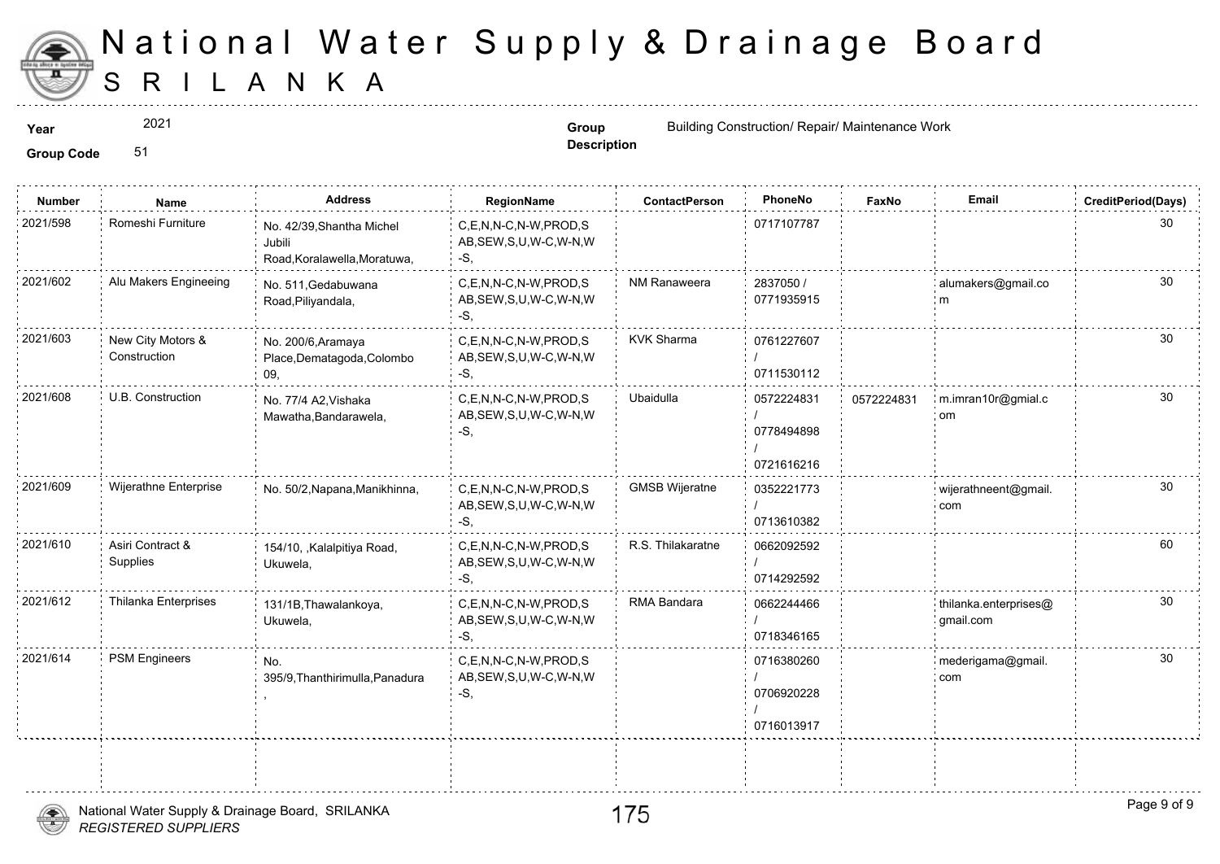# National Water Supply & Drainage Board
## SRILANKA

**Year** 2021

**Group Code** 51

**Group Description** Building Construction/ Repair/ Maintenance Work

| Number | Name | Address | RegionName | ContactPerson | PhoneNo | FaxNo | Email | CreditPeriod(Days) |
|---|---|---|---|---|---|---|---|---|
| 2021/598 | Romeshi Furniture | No. 42/39,Shantha Michel Jubili Road,Koralawella,Moratuwa, | C,E,N,N-C,N-W,PROD,SAB,SEW,S,U,W-C,W-N,W-S, | | 0717107787 | | | 30 |
| 2021/602 | Alu Makers Engineeing | No. 511,Gedabuwana Road,Piliyandala, | C,E,N,N-C,N-W,PROD,SAB,SEW,S,U,W-C,W-N,W-S, | NM Ranaweera | 2837050 / 0771935915 | | alumakers@gmail.com | 30 |
| 2021/603 | New City Motors & Construction | No. 200/6,Aramaya Place,Dematagoda,Colombo 09, | C,E,N,N-C,N-W,PROD,SAB,SEW,S,U,W-C,W-N,W-S, | KVK Sharma | 0761227607 / 0711530112 | | | 30 |
| 2021/608 | U.B. Construction | No. 77/4 A2,Vishaka Mawatha,Bandarawela, | C,E,N,N-C,N-W,PROD,SAB,SEW,S,U,W-C,W-N,W-S, | Ubaidulla | 0572224831 / 0778494898 / 0721616216 | 0572224831 | m.imran10r@gmial.com | 30 |
| 2021/609 | Wijerathne Enterprise | No. 50/2,Napana,Manikhinna, | C,E,N,N-C,N-W,PROD,SAB,SEW,S,U,W-C,W-N,W-S, | GMSB Wijeratne | 0352221773 / 0713610382 | | wijerathneent@gmail.com | 30 |
| 2021/610 | Asiri Contract & Supplies | 154/10, ,Kalalpitiya Road, Ukuwela, | C,E,N,N-C,N-W,PROD,SAB,SEW,S,U,W-C,W-N,W-S, | R.S. Thilakaratne | 0662092592 / 0714292592 | | | 60 |
| 2021/612 | Thilanka Enterprises | 131/1B,Thawalankoya, Ukuwela, | C,E,N,N-C,N-W,PROD,SAB,SEW,S,U,W-C,W-N,W-S, | RMA Bandara | 0662244466 / 0718346165 | | thilanka.enterprises@gmail.com | 30 |
| 2021/614 | PSM Engineers | No. 395/9,Thanthirimulla,Panadura , | C,E,N,N-C,N-W,PROD,SAB,SEW,S,U,W-C,W-N,W-S, | | 0716380260 / 0706920228 / 0716013917 | | mederigama@gmail.com | 30 |

175